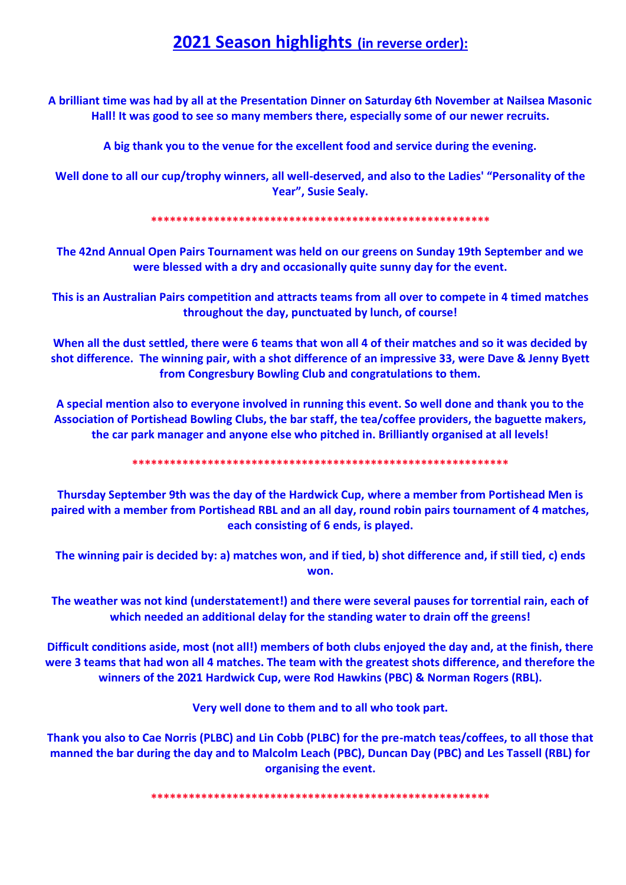# 2021 Season highlights (in reverse order):

**A brilliant time was had by all at the Presentation Dinner on Saturday 6th November at Nailsea Masonic Hall! It was good to see so many members there, especially some of our newer recruits.**

**A big thank you to the venue for the excellent food and service during the evening.**

**Well done to all our cup/trophy winners, all well-deserved, and also to the Ladies' "Personality of the Year", Susie Sealy.**

*******************************************************

**The 42nd Annual Open Pairs Tournament was held on our greens on Sunday 19th September and we were blessed with a dry and occasionally quite sunny day for the event.**

**This is an Australian Pairs competition and attracts teams from all over to compete in 4 timed matches throughout the day, punctuated by lunch, of course!**

**When all the dust settled, there were 6 teams that won all 4 of their matches and so it was decided by shot difference. The winning pair, with a shot difference of an impressive 33, were Dave & Jenny Byett from Congresbury Bowling Club and congratulations to them.**

**A special mention also to everyone involved in running this event. So well done and thank you to the Association of Portishead Bowling Clubs, the bar staff, the tea/coffee providers, the baguette makers, the car park manager and anyone else who pitched in. Brilliantly organised at all levels!**

*************************************************************

**Thursday September 9th was the day of the Hardwick Cup, where a member from Portishead Men is paired with a member from Portishead RBL and an all day, round robin pairs tournament of 4 matches, each consisting of 6 ends, is played.**

**The winning pair is decided by: a) matches won, and if tied, b) shot difference and, if still tied, c) ends won.**

**The weather was not kind (understatement!) and there were several pauses for torrential rain, each of which needed an additional delay for the standing water to drain off the greens!**

**Difficult conditions aside, most (not all!) members of both clubs enjoyed the day and, at the finish, there were 3 teams that had won all 4 matches. The team with the greatest shots difference, and therefore the winners of the 2021 Hardwick Cup, were Rod Hawkins (PBC) & Norman Rogers (RBL).**

**Very well done to them and to all who took part.**

**Thank you also to Cae Norris (PLBC) and Lin Cobb (PLBC) for the pre-match teas/coffees, to all those that manned the bar during the day and to Malcolm Leach (PBC), Duncan Day (PBC) and Les Tassell (RBL) for organising the event.**

*******************************************************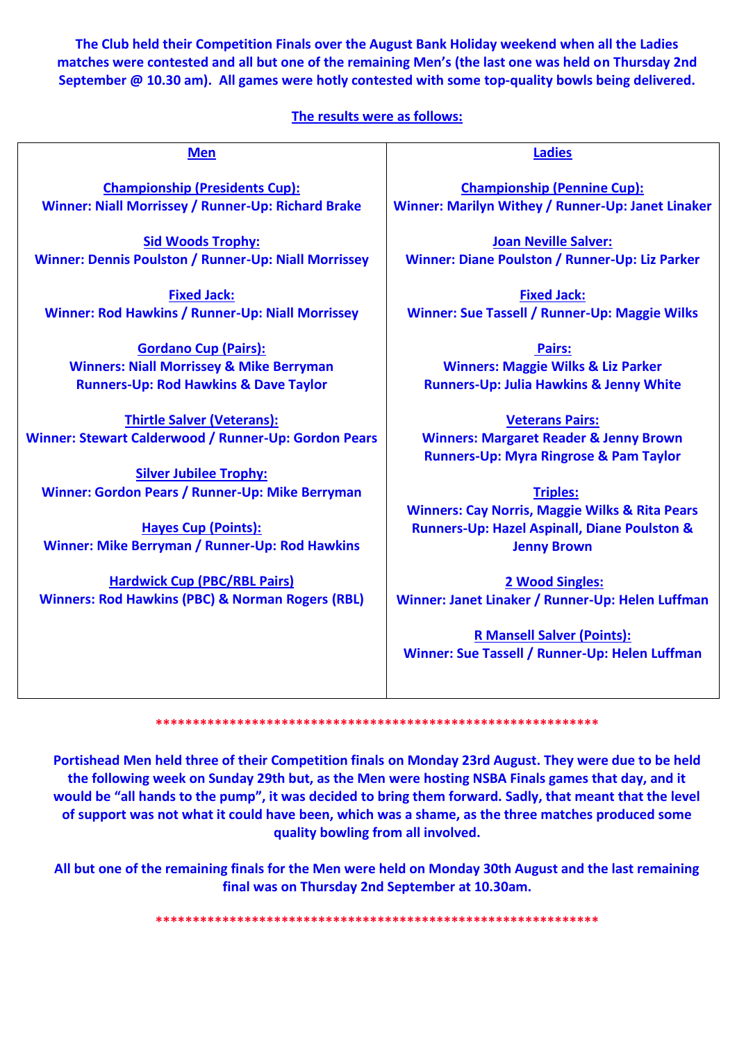**The Club held their Competition Finals over the August Bank Holiday weekend when all the Ladies matches were contested and all but one of the remaining Men's (the last one was held on Thursday 2nd September @ 10.30 am). All games were hotly contested with some top-quality bowls being delivered.**

**The results were as follows:**

## Men

**Championship (Presidents Cup):**
Winner: Niall Morrissey / Runner-Up: Richard Brake

**Sid Woods Trophy:**
Winner: Dennis Poulston / Runner-Up: Niall Morrissey

**Fixed Jack:**
Winner: Rod Hawkins / Runner-Up: Niall Morrissey

**Gordano Cup (Pairs):**
Winners: Niall Morrissey & Mike Berryman
Runners-Up: Rod Hawkins & Dave Taylor

**Thirtle Salver (Veterans):**
Winner: Stewart Calderwood / Runner-Up: Gordon Pears

**Silver Jubilee Trophy:**
Winner: Gordon Pears / Runner-Up: Mike Berryman

**Hayes Cup (Points):**
Winner: Mike Berryman / Runner-Up: Rod Hawkins

**Hardwick Cup (PBC/RBL Pairs)**
Winners: Rod Hawkins (PBC) & Norman Rogers (RBL)

## Ladies

**Championship (Pennine Cup):**
Winner: Marilyn Withey / Runner-Up: Janet Linaker

**Joan Neville Salver:**
Winner: Diane Poulston / Runner-Up: Liz Parker

**Fixed Jack:**
Winner: Sue Tassell / Runner-Up: Maggie Wilks

**Pairs:**
Winners: Maggie Wilks & Liz Parker
Runners-Up: Julia Hawkins & Jenny White

**Veterans Pairs:**
Winners: Margaret Reader & Jenny Brown
Runners-Up: Myra Ringrose & Pam Taylor

**Triples:**
Winners: Cay Norris, Maggie Wilks & Rita Pears
Runners-Up: Hazel Aspinall, Diane Poulston & Jenny Brown

**2 Wood Singles:**
Winner: Janet Linaker / Runner-Up: Helen Luffman

**R Mansell Salver (Points):**
Winner: Sue Tassell / Runner-Up: Helen Luffman

***************************************************************

**Portishead Men held three of their Competition finals on Monday 23rd August. They were due to be held the following week on Sunday 29th but, as the Men were hosting NSBA Finals games that day, and it would be "all hands to the pump", it was decided to bring them forward. Sadly, that meant that the level of support was not what it could have been, which was a shame, as the three matches produced some quality bowling from all involved.**

**All but one of the remaining finals for the Men were held on Monday 30th August and the last remaining final was on Thursday 2nd September at 10.30am.**

***************************************************************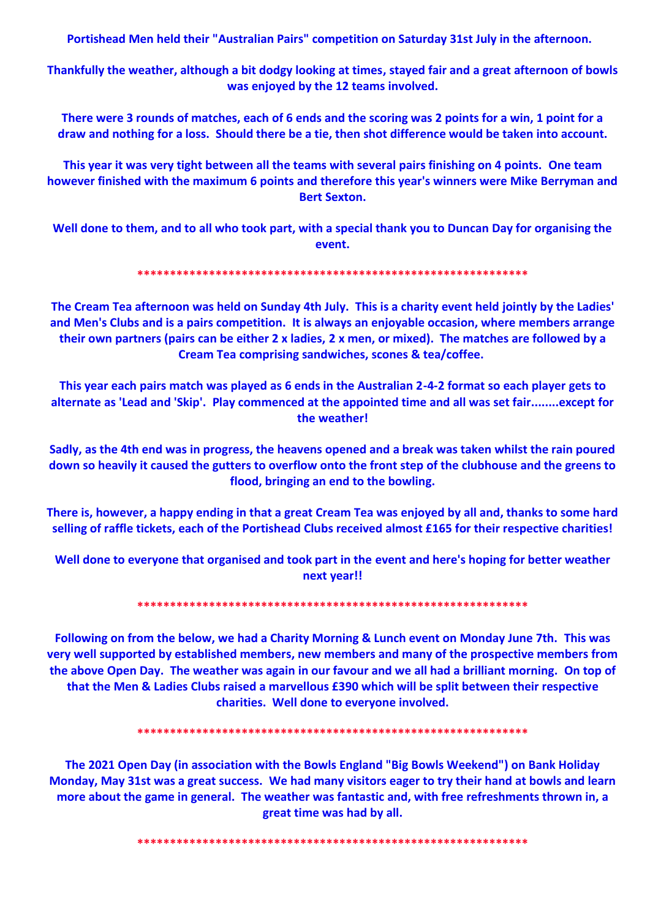**Portishead Men held their "Australian Pairs" competition on Saturday 31st July in the afternoon.**

**Thankfully the weather, although a bit dodgy looking at times, stayed fair and a great afternoon of bowls was enjoyed by the 12 teams involved.**

**There were 3 rounds of matches, each of 6 ends and the scoring was 2 points for a win, 1 point for a draw and nothing for a loss. Should there be a tie, then shot difference would be taken into account.**

**This year it was very tight between all the teams with several pairs finishing on 4 points. One team however finished with the maximum 6 points and therefore this year's winners were Mike Berryman and Bert Sexton.**

**Well done to them, and to all who took part, with a special thank you to Duncan Day for organising the event.**

**************************************************************

**The Cream Tea afternoon was held on Sunday 4th July. This is a charity event held jointly by the Ladies' and Men's Clubs and is a pairs competition. It is always an enjoyable occasion, where members arrange their own partners (pairs can be either 2 x ladies, 2 x men, or mixed). The matches are followed by a Cream Tea comprising sandwiches, scones & tea/coffee.**

**This year each pairs match was played as 6 ends in the Australian 2-4-2 format so each player gets to alternate as 'Lead and 'Skip'. Play commenced at the appointed time and all was set fair........except for the weather!**

**Sadly, as the 4th end was in progress, the heavens opened and a break was taken whilst the rain poured down so heavily it caused the gutters to overflow onto the front step of the clubhouse and the greens to flood, bringing an end to the bowling.**

**There is, however, a happy ending in that a great Cream Tea was enjoyed by all and, thanks to some hard selling of raffle tickets, each of the Portishead Clubs received almost £165 for their respective charities!**

**Well done to everyone that organised and took part in the event and here's hoping for better weather next year!!**

**************************************************************

**Following on from the below, we had a Charity Morning & Lunch event on Monday June 7th. This was very well supported by established members, new members and many of the prospective members from the above Open Day. The weather was again in our favour and we all had a brilliant morning. On top of that the Men & Ladies Clubs raised a marvellous £390 which will be split between their respective charities. Well done to everyone involved.**

**************************************************************

**The 2021 Open Day (in association with the Bowls England "Big Bowls Weekend") on Bank Holiday Monday, May 31st was a great success. We had many visitors eager to try their hand at bowls and learn more about the game in general. The weather was fantastic and, with free refreshments thrown in, a great time was had by all.**

**************************************************************